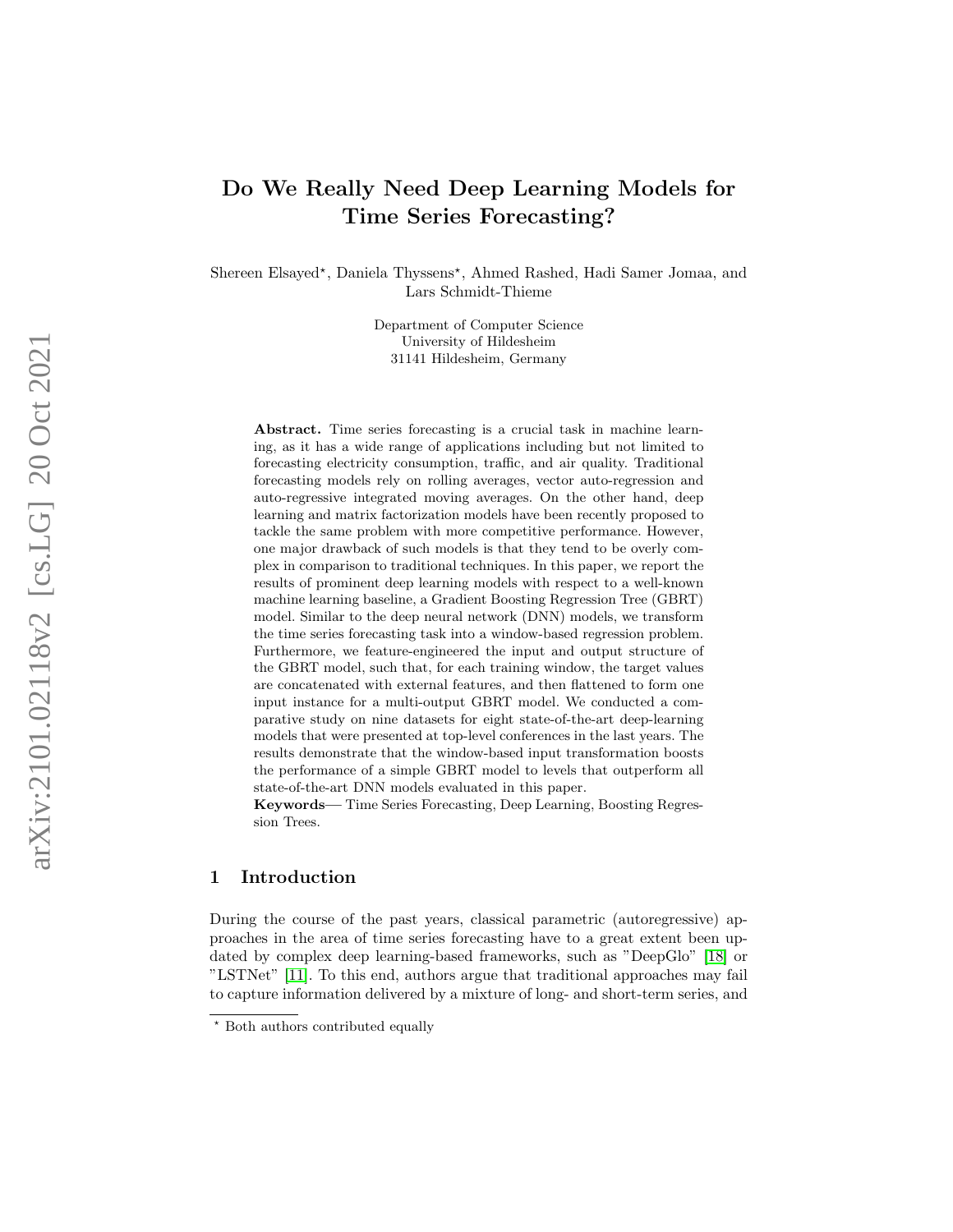# Do We Really Need Deep Learning Models for Time Series Forecasting?

Shereen Elsayed*, Daniela Thyssens*, Ahmed Rashed, Hadi Samer Jomaa, and Lars Schmidt-Thieme

Department of Computer Science
University of Hildesheim
31141 Hildesheim, Germany

**Abstract.** Time series forecasting is a crucial task in machine learning, as it has a wide range of applications including but not limited to forecasting electricity consumption, traffic, and air quality. Traditional forecasting models rely on rolling averages, vector auto-regression and auto-regressive integrated moving averages. On the other hand, deep learning and matrix factorization models have been recently proposed to tackle the same problem with more competitive performance. However, one major drawback of such models is that they tend to be overly complex in comparison to traditional techniques. In this paper, we report the results of prominent deep learning models with respect to a well-known machine learning baseline, a Gradient Boosting Regression Tree (GBRT) model. Similar to the deep neural network (DNN) models, we transform the time series forecasting task into a window-based regression problem. Furthermore, we feature-engineered the input and output structure of the GBRT model, such that, for each training window, the target values are concatenated with external features, and then flattened to form one input instance for a multi-output GBRT model. We conducted a comparative study on nine datasets for eight state-of-the-art deep-learning models that were presented at top-level conferences in the last years. The results demonstrate that the window-based input transformation boosts the performance of a simple GBRT model to levels that outperform all state-of-the-art DNN models evaluated in this paper.

**Keywords**— Time Series Forecasting, Deep Learning, Boosting Regression Trees.

## 1 Introduction

During the course of the past years, classical parametric (autoregressive) approaches in the area of time series forecasting have to a great extent been updated by complex deep learning-based frameworks, such as "DeepGlo" [18] or "LSTNet" [11]. To this end, authors argue that traditional approaches may fail to capture information delivered by a mixture of long- and short-term series, and

* Both authors contributed equally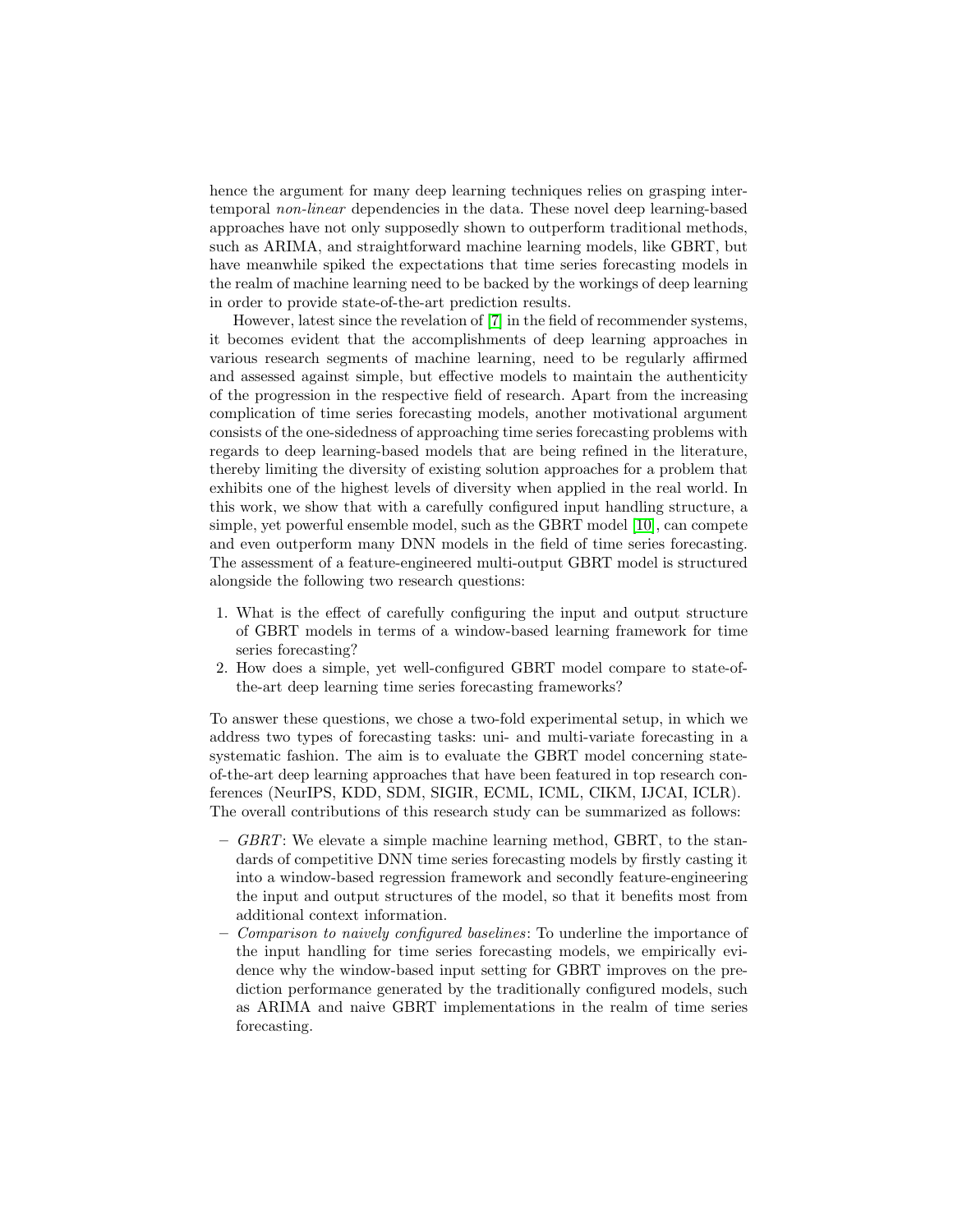hence the argument for many deep learning techniques relies on grasping inter-temporal *non-linear* dependencies in the data. These novel deep learning-based approaches have not only supposedly shown to outperform traditional methods, such as ARIMA, and straightforward machine learning models, like GBRT, but have meanwhile spiked the expectations that time series forecasting models in the realm of machine learning need to be backed by the workings of deep learning in order to provide state-of-the-art prediction results.

However, latest since the revelation of [7] in the field of recommender systems, it becomes evident that the accomplishments of deep learning approaches in various research segments of machine learning, need to be regularly affirmed and assessed against simple, but effective models to maintain the authenticity of the progression in the respective field of research. Apart from the increasing complication of time series forecasting models, another motivational argument consists of the one-sidedness of approaching time series forecasting problems with regards to deep learning-based models that are being refined in the literature, thereby limiting the diversity of existing solution approaches for a problem that exhibits one of the highest levels of diversity when applied in the real world. In this work, we show that with a carefully configured input handling structure, a simple, yet powerful ensemble model, such as the GBRT model [10], can compete and even outperform many DNN models in the field of time series forecasting. The assessment of a feature-engineered multi-output GBRT model is structured alongside the following two research questions:

1. What is the effect of carefully configuring the input and output structure of GBRT models in terms of a window-based learning framework for time series forecasting?
2. How does a simple, yet well-configured GBRT model compare to state-of-the-art deep learning time series forecasting frameworks?

To answer these questions, we chose a two-fold experimental setup, in which we address two types of forecasting tasks: uni- and multi-variate forecasting in a systematic fashion. The aim is to evaluate the GBRT model concerning state-of-the-art deep learning approaches that have been featured in top research conferences (NeurIPS, KDD, SDM, SIGIR, ECML, ICML, CIKM, IJCAI, ICLR). The overall contributions of this research study can be summarized as follows:

- *GBRT*: We elevate a simple machine learning method, GBRT, to the standards of competitive DNN time series forecasting models by firstly casting it into a window-based regression framework and secondly feature-engineering the input and output structures of the model, so that it benefits most from additional context information.
- *Comparison to naively configured baselines*: To underline the importance of the input handling for time series forecasting models, we empirically evidence why the window-based input setting for GBRT improves on the prediction performance generated by the traditionally configured models, such as ARIMA and naive GBRT implementations in the realm of time series forecasting.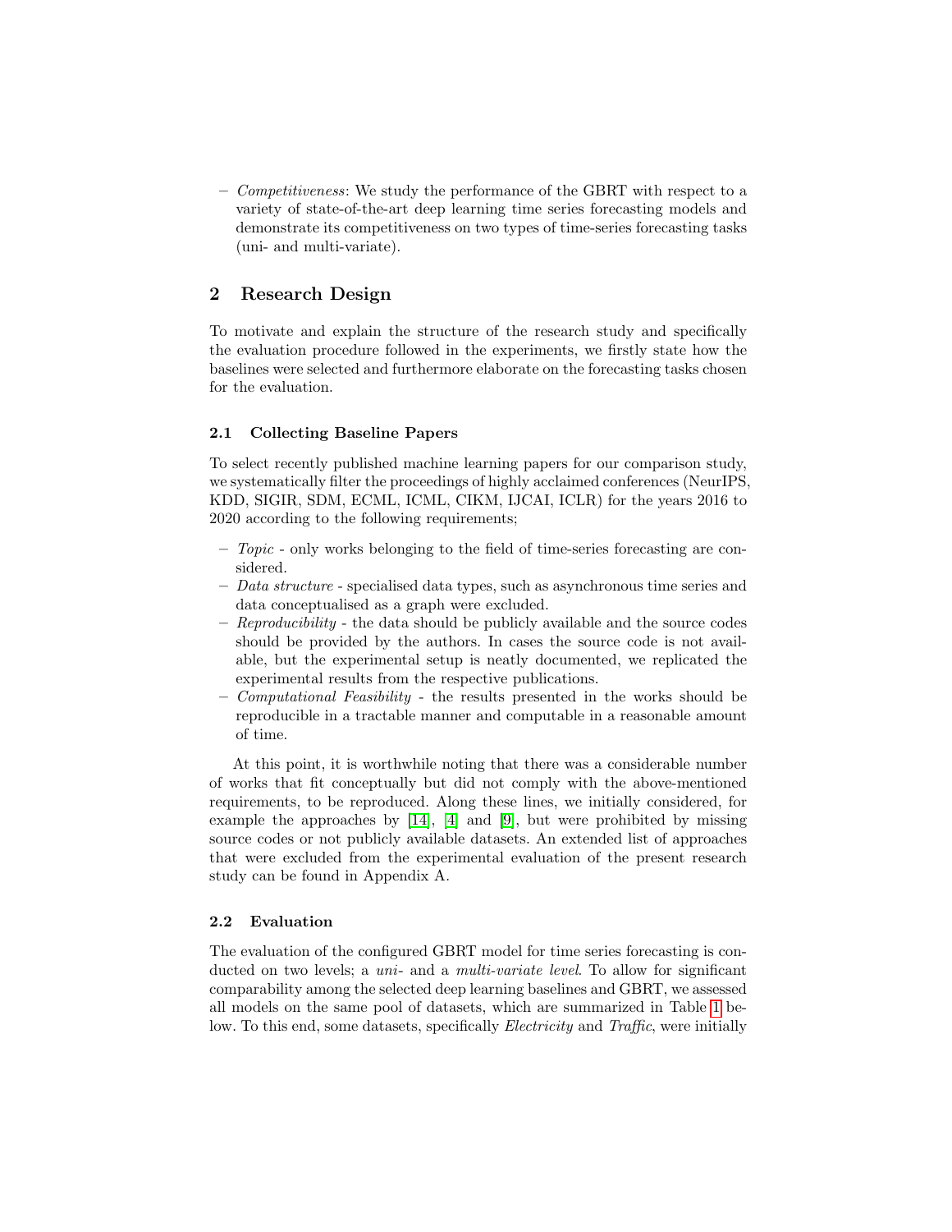- *Competitiveness*: We study the performance of the GBRT with respect to a variety of state-of-the-art deep learning time series forecasting models and demonstrate its competitiveness on two types of time-series forecasting tasks (uni- and multi-variate).

## 2 Research Design

To motivate and explain the structure of the research study and specifically the evaluation procedure followed in the experiments, we firstly state how the baselines were selected and furthermore elaborate on the forecasting tasks chosen for the evaluation.

### 2.1 Collecting Baseline Papers

To select recently published machine learning papers for our comparison study, we systematically filter the proceedings of highly acclaimed conferences (NeurIPS, KDD, SIGIR, SDM, ECML, ICML, CIKM, IJCAI, ICLR) for the years 2016 to 2020 according to the following requirements;

- *Topic* - only works belonging to the field of time-series forecasting are considered.
- *Data structure* - specialised data types, such as asynchronous time series and data conceptualised as a graph were excluded.
- *Reproducibility* - the data should be publicly available and the source codes should be provided by the authors. In cases the source code is not available, but the experimental setup is neatly documented, we replicated the experimental results from the respective publications.
- *Computational Feasibility* - the results presented in the works should be reproducible in a tractable manner and computable in a reasonable amount of time.

At this point, it is worthwhile noting that there was a considerable number of works that fit conceptually but did not comply with the above-mentioned requirements, to be reproduced. Along these lines, we initially considered, for example the approaches by [14], [4] and [9], but were prohibited by missing source codes or not publicly available datasets. An extended list of approaches that were excluded from the experimental evaluation of the present research study can be found in Appendix A.

### 2.2 Evaluation

The evaluation of the configured GBRT model for time series forecasting is conducted on two levels; a *uni-* and a *multi-variate level*. To allow for significant comparability among the selected deep learning baselines and GBRT, we assessed all models on the same pool of datasets, which are summarized in Table 1 below. To this end, some datasets, specifically *Electricity* and *Traffic*, were initially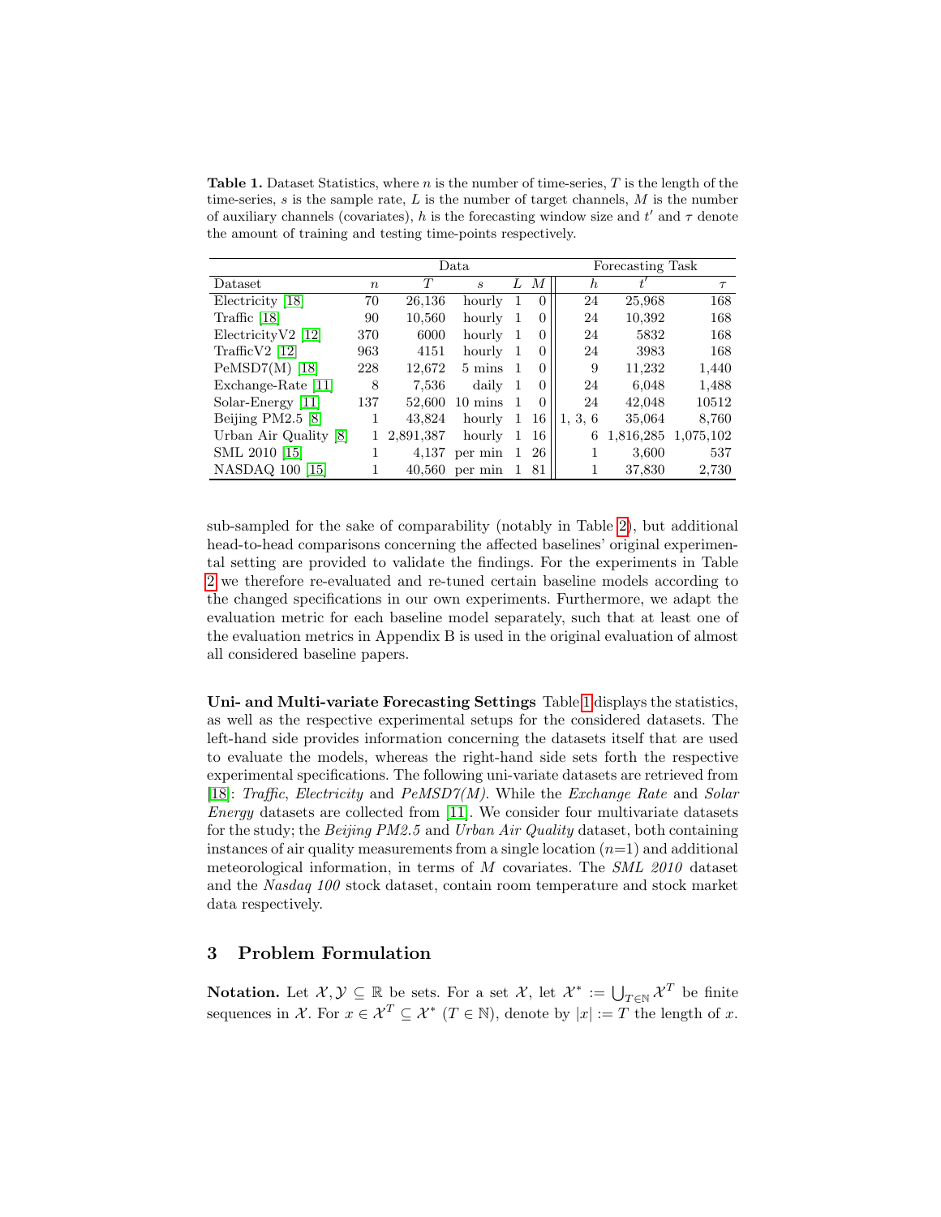**Table 1.** Dataset Statistics, where $n$ is the number of time-series, $T$ is the length of the time-series, $s$ is the sample rate, $L$ is the number of target channels, $M$ is the number of auxiliary channels (covariates), $h$ is the forecasting window size and $t'$ and $\tau$ denote the amount of training and testing time-points respectively.

| | Data | | | | | Forecasting Task | | |
|---|---|---|---|---|---|---|---|---|
| Dataset | $n$ | $T$ | $s$ | $L$ | $M$ | $h$ | $t'$ | $\tau$ |
| Electricity [18] | 70 | 26,136 | hourly | 1 | 0 | 24 | 25,968 | 168 |
| Traffic [18] | 90 | 10,560 | hourly | 1 | 0 | 24 | 10,392 | 168 |
| ElectricityV2 [12] | 370 | 6000 | hourly | 1 | 0 | 24 | 5832 | 168 |
| TrafficV2 [12] | 963 | 4151 | hourly | 1 | 0 | 24 | 3983 | 168 |
| PeMSD7(M) [18] | 228 | 12,672 | 5 mins | 1 | 0 | 9 | 11,232 | 1,440 |
| Exchange-Rate [11] | 8 | 7,536 | daily | 1 | 0 | 24 | 6,048 | 1,488 |
| Solar-Energy [11] | 137 | 52,600 | 10 mins | 1 | 0 | 24 | 42,048 | 10512 |
| Beijing PM2.5 [8] | 1 | 43,824 | hourly | 1 | 16 | 1, 3, 6 | 35,064 | 8,760 |
| Urban Air Quality [8] | 1 | 2,891,387 | hourly | 1 | 16 | 6 | 1,816,285 | 1,075,102 |
| SML 2010 [15] | 1 | 4,137 | per min | 1 | 26 | 1 | 3,600 | 537 |
| NASDAQ 100 [15] | 1 | 40,560 | per min | 1 | 81 | 1 | 37,830 | 2,730 |

sub-sampled for the sake of comparability (notably in Table 2), but additional head-to-head comparisons concerning the affected baselines' original experimental setting are provided to validate the findings. For the experiments in Table 2 we therefore re-evaluated and re-tuned certain baseline models according to the changed specifications in our own experiments. Furthermore, we adapt the evaluation metric for each baseline model separately, such that at least one of the evaluation metrics in Appendix B is used in the original evaluation of almost all considered baseline papers.

**Uni- and Multi-variate Forecasting Settings** Table 1 displays the statistics, as well as the respective experimental setups for the considered datasets. The left-hand side provides information concerning the datasets itself that are used to evaluate the models, whereas the right-hand side sets forth the respective experimental specifications. The following uni-variate datasets are retrieved from [18]: *Traffic*, *Electricity* and *PeMSD7(M)*. While the *Exchange Rate* and *Solar Energy* datasets are collected from [11]. We consider four multivariate datasets for the study; the *Beijing PM2.5* and *Urban Air Quality* dataset, both containing instances of air quality measurements from a single location ($n$=1) and additional meteorological information, in terms of $M$ covariates. The *SML 2010* dataset and the *Nasdaq 100* stock dataset, contain room temperature and stock market data respectively.

## 3 Problem Formulation

**Notation.** Let $\mathcal{X}, \mathcal{Y} \subseteq \mathbb{R}$ be sets. For a set $\mathcal{X}$, let $\mathcal{X}^* := \bigcup_{T \in \mathbb{N}} \mathcal{X}^T$ be finite sequences in $\mathcal{X}$. For $x \in \mathcal{X}^T \subseteq \mathcal{X}^*$ ($T \in \mathbb{N}$), denote by $|x| := T$ the length of $x$.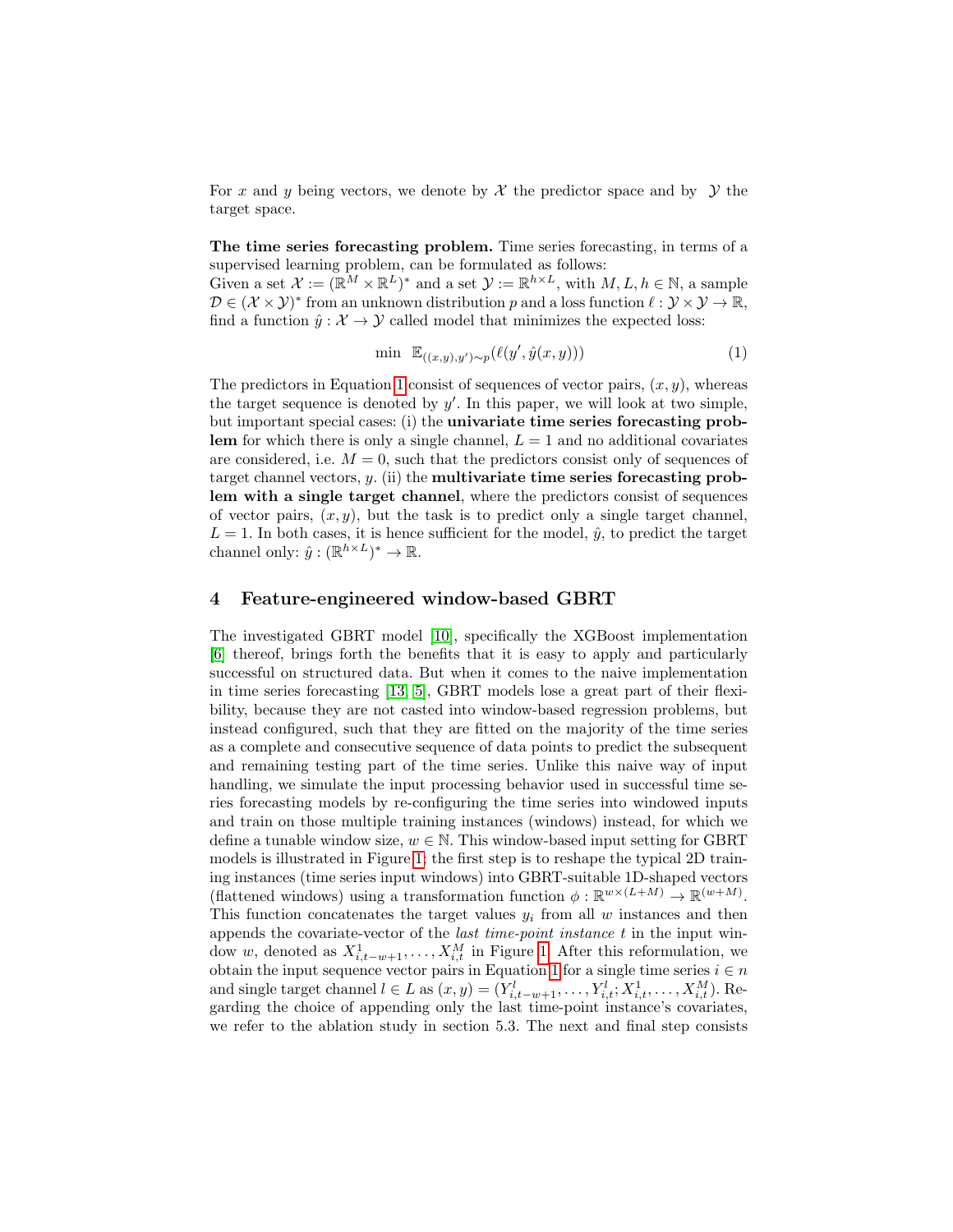For $x$ and $y$ being vectors, we denote by $\mathcal{X}$ the predictor space and by $\mathcal{Y}$ the target space.

**The time series forecasting problem.** Time series forecasting, in terms of a supervised learning problem, can be formulated as follows:
Given a set $\mathcal{X} := (\mathbb{R}^M \times \mathbb{R}^L)^*$ and a set $\mathcal{Y} := \mathbb{R}^{h \times L}$, with $M, L, h \in \mathbb{N}$, a sample $\mathcal{D} \in (\mathcal{X} \times \mathcal{Y})^*$ from an unknown distribution $p$ and a loss function $\ell : \mathcal{Y} \times \mathcal{Y} \to \mathbb{R}$, find a function $\hat{y} : \mathcal{X} \to \mathcal{Y}$ called model that minimizes the expected loss:

$$\min \ \mathbb{E}_{((x,y),y') \sim p}(\ell(y', \hat{y}(x, y))) \tag{1}$$

The predictors in Equation 1 consist of sequences of vector pairs, $(x, y)$, whereas the target sequence is denoted by $y'$. In this paper, we will look at two simple, but important special cases: (i) the **univariate time series forecasting problem** for which there is only a single channel, $L = 1$ and no additional covariates are considered, i.e. $M = 0$, such that the predictors consist only of sequences of target channel vectors, $y$. (ii) the **multivariate time series forecasting problem with a single target channel**, where the predictors consist of sequences of vector pairs, $(x, y)$, but the task is to predict only a single target channel, $L = 1$. In both cases, it is hence sufficient for the model, $\hat{y}$, to predict the target channel only: $\hat{y} : (\mathbb{R}^{h \times L})^* \to \mathbb{R}$.

## 4 Feature-engineered window-based GBRT

The investigated GBRT model [10], specifically the XGBoost implementation [6] thereof, brings forth the benefits that it is easy to apply and particularly successful on structured data. But when it comes to the naive implementation in time series forecasting [13, 5], GBRT models lose a great part of their flexibility, because they are not casted into window-based regression problems, but instead configured, such that they are fitted on the majority of the time series as a complete and consecutive sequence of data points to predict the subsequent and remaining testing part of the time series. Unlike this naive way of input handling, we simulate the input processing behavior used in successful time series forecasting models by re-configuring the time series into windowed inputs and train on those multiple training instances (windows) instead, for which we define a tunable window size, $w \in \mathbb{N}$. This window-based input setting for GBRT models is illustrated in Figure 1: the first step is to reshape the typical 2D training instances (time series input windows) into GBRT-suitable 1D-shaped vectors (flattened windows) using a transformation function $\phi : \mathbb{R}^{w \times (L+M)} \to \mathbb{R}^{(w+M)}$. This function concatenates the target values $y_i$ from all $w$ instances and then appends the covariate-vector of the *last time-point instance* $t$ in the input window $w$, denoted as $X^1_{i,t-w+1}, \ldots, X^M_{i,t}$ in Figure 1. After this reformulation, we obtain the input sequence vector pairs in Equation 1 for a single time series $i \in n$ and single target channel $l \in L$ as $(x, y) = (Y^l_{i,t-w+1}, \ldots, Y^l_{i,t}; X^1_{i,t}, \ldots, X^M_{i,t})$. Regarding the choice of appending only the last time-point instance's covariates, we refer to the ablation study in section 5.3. The next and final step consists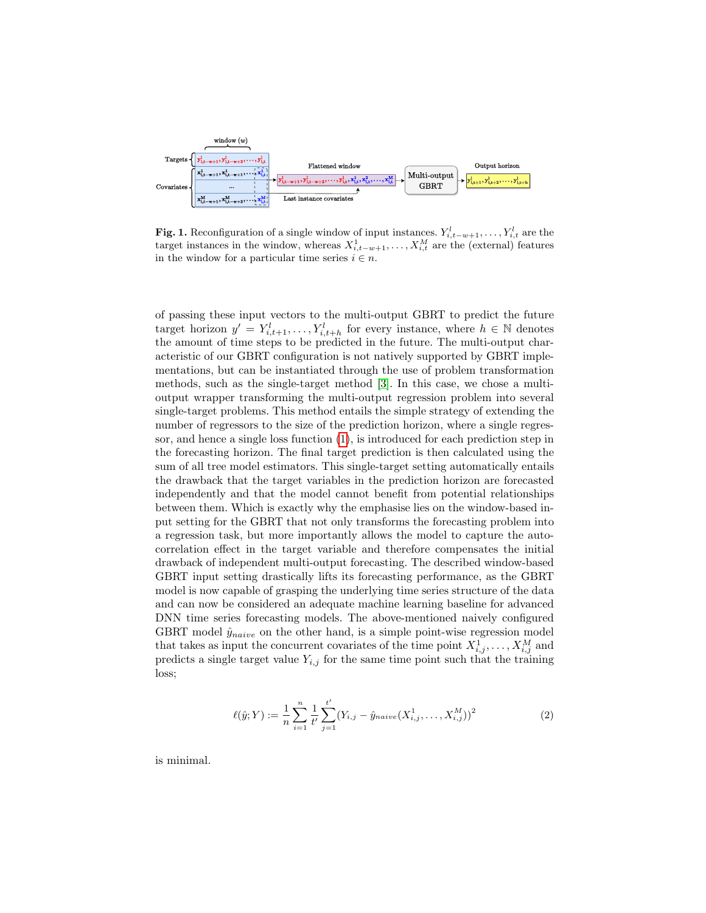**Fig. 1.** Reconfiguration of a single window of input instances. $Y^l_{i,t-w+1}, \ldots, Y^l_{i,t}$ are the target instances in the window, whereas $X^1_{i,t-w+1}, \ldots, X^M_{i,t}$ are the (external) features in the window for a particular time series $i \in n$.

of passing these input vectors to the multi-output GBRT to predict the future target horizon $y' = Y^l_{i,t+1}, \ldots, Y^l_{i,t+h}$ for every instance, where $h \in \mathbb{N}$ denotes the amount of time steps to be predicted in the future. The multi-output characteristic of our GBRT configuration is not natively supported by GBRT implementations, but can be instantiated through the use of problem transformation methods, such as the single-target method [3]. In this case, we chose a multi-output wrapper transforming the multi-output regression problem into several single-target problems. This method entails the simple strategy of extending the number of regressors to the size of the prediction horizon, where a single regressor, and hence a single loss function (1), is introduced for each prediction step in the forecasting horizon. The final target prediction is then calculated using the sum of all tree model estimators. This single-target setting automatically entails the drawback that the target variables in the prediction horizon are forecasted independently and that the model cannot benefit from potential relationships between them. Which is exactly why the emphasise lies on the window-based input setting for the GBRT that not only transforms the forecasting problem into a regression task, but more importantly allows the model to capture the autocorrelation effect in the target variable and therefore compensates the initial drawback of independent multi-output forecasting. The described window-based GBRT input setting drastically lifts its forecasting performance, as the GBRT model is now capable of grasping the underlying time series structure of the data and can now be considered an adequate machine learning baseline for advanced DNN time series forecasting models. The above-mentioned naively configured GBRT model $\hat{y}_{naive}$ on the other hand, is a simple point-wise regression model that takes as input the concurrent covariates of the time point $X^1_{i,j}, \ldots, X^M_{i,j}$ and predicts a single target value $Y_{i,j}$ for the same time point such that the training loss;

$$\ell(\hat{y}; Y) := \frac{1}{n} \sum_{i=1}^{n} \frac{1}{t'} \sum_{j=1}^{t'} (Y_{i,j} - \hat{y}_{naive}(X^1_{i,j}, \ldots, X^M_{i,j}))^2 \tag{2}$$

is minimal.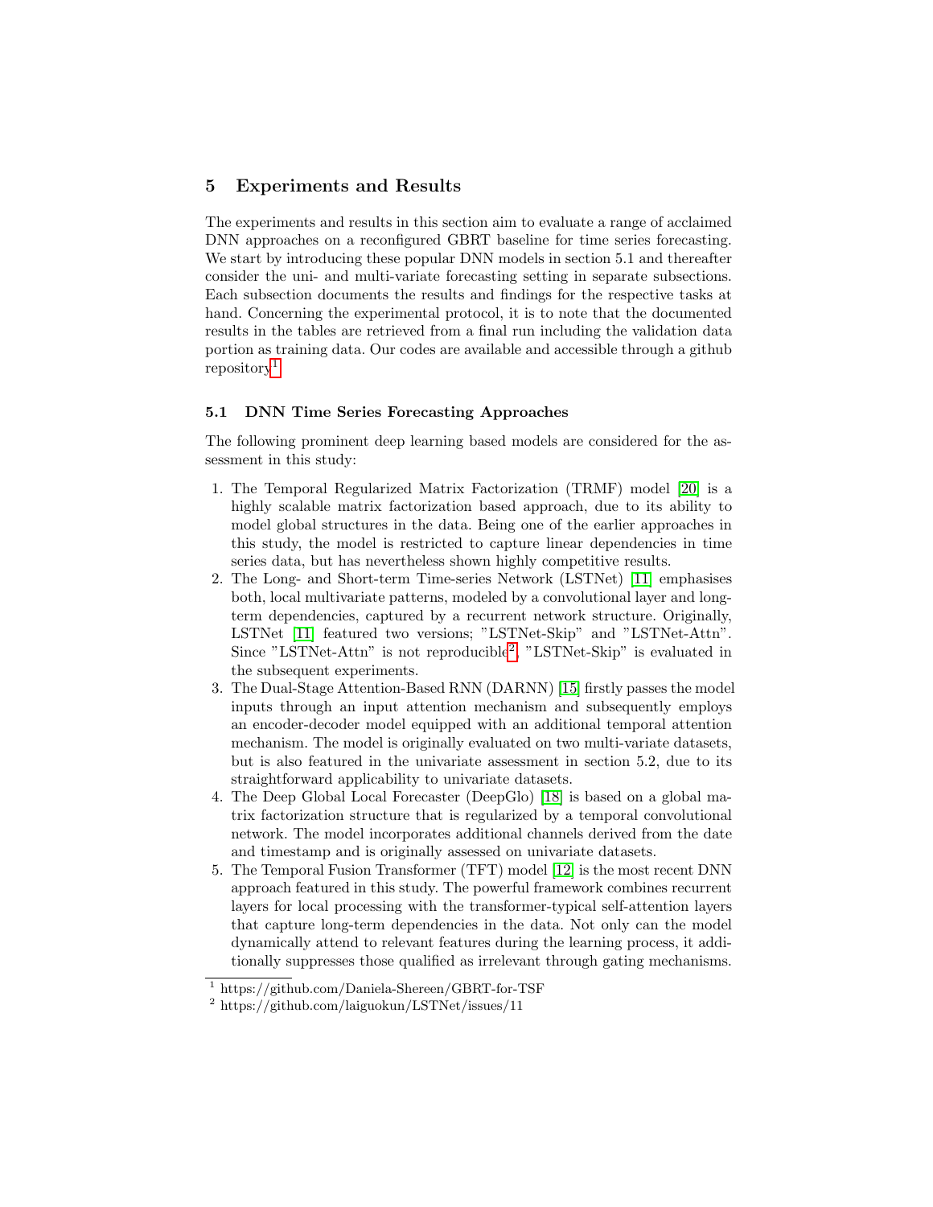## 5 Experiments and Results

The experiments and results in this section aim to evaluate a range of acclaimed DNN approaches on a reconfigured GBRT baseline for time series forecasting. We start by introducing these popular DNN models in section 5.1 and thereafter consider the uni- and multi-variate forecasting setting in separate subsections. Each subsection documents the results and findings for the respective tasks at hand. Concerning the experimental protocol, it is to note that the documented results in the tables are retrieved from a final run including the validation data portion as training data. Our codes are available and accessible through a github repository[1].

### 5.1 DNN Time Series Forecasting Approaches

The following prominent deep learning based models are considered for the assessment in this study:

1. The Temporal Regularized Matrix Factorization (TRMF) model [20] is a highly scalable matrix factorization based approach, due to its ability to model global structures in the data. Being one of the earlier approaches in this study, the model is restricted to capture linear dependencies in time series data, but has nevertheless shown highly competitive results.
2. The Long- and Short-term Time-series Network (LSTNet) [11] emphasises both, local multivariate patterns, modeled by a convolutional layer and long-term dependencies, captured by a recurrent network structure. Originally, LSTNet [11] featured two versions; "LSTNet-Skip" and "LSTNet-Attn". Since "LSTNet-Attn" is not reproducible[2], "LSTNet-Skip" is evaluated in the subsequent experiments.
3. The Dual-Stage Attention-Based RNN (DARNN) [15] firstly passes the model inputs through an input attention mechanism and subsequently employs an encoder-decoder model equipped with an additional temporal attention mechanism. The model is originally evaluated on two multi-variate datasets, but is also featured in the univariate assessment in section 5.2, due to its straightforward applicability to univariate datasets.
4. The Deep Global Local Forecaster (DeepGlo) [18] is based on a global matrix factorization structure that is regularized by a temporal convolutional network. The model incorporates additional channels derived from the date and timestamp and is originally assessed on univariate datasets.
5. The Temporal Fusion Transformer (TFT) model [12] is the most recent DNN approach featured in this study. The powerful framework combines recurrent layers for local processing with the transformer-typical self-attention layers that capture long-term dependencies in the data. Not only can the model dynamically attend to relevant features during the learning process, it additionally suppresses those qualified as irrelevant through gating mechanisms.

[1] https://github.com/Daniela-Shereen/GBRT-for-TSF

[2] https://github.com/laiguokun/LSTNet/issues/11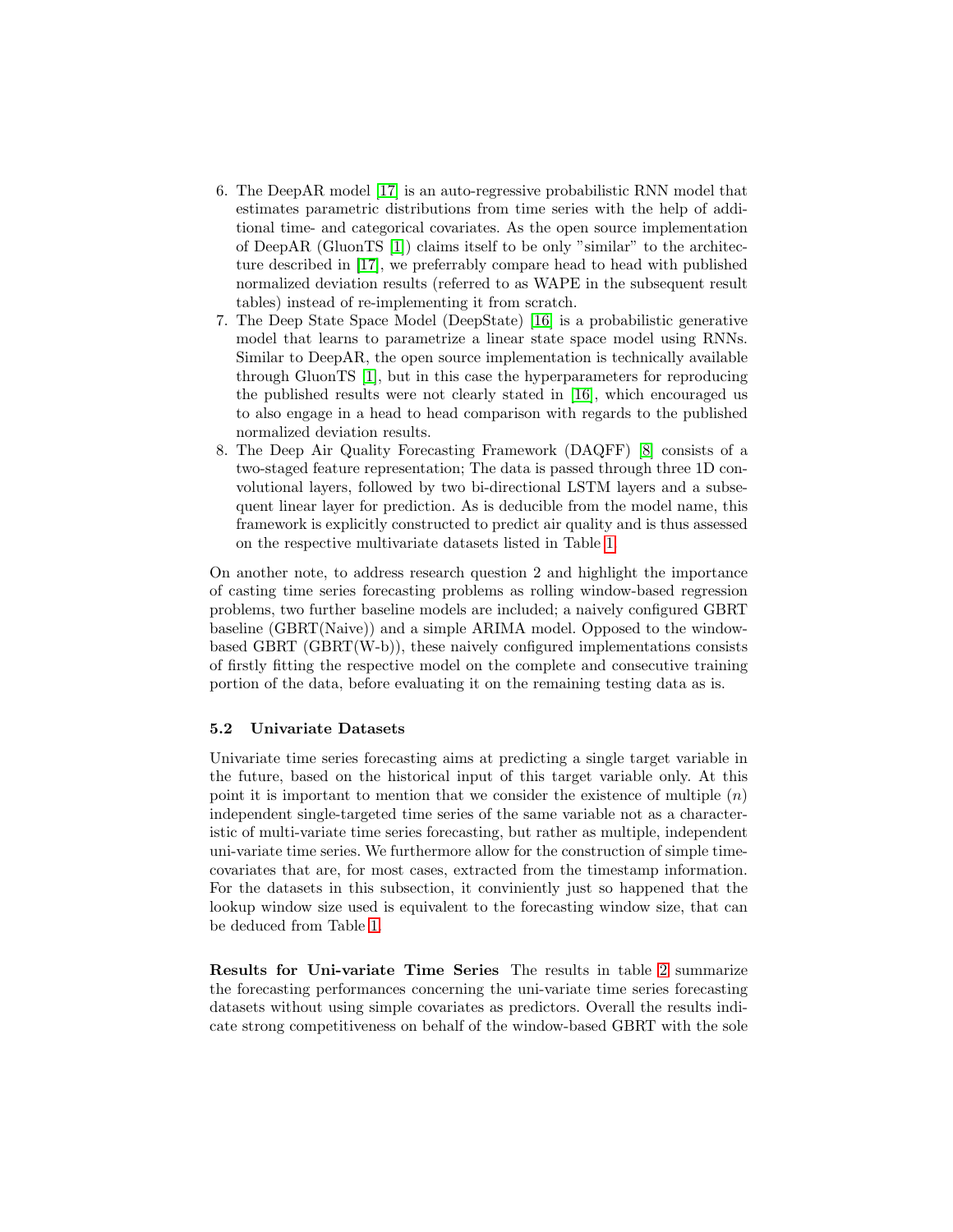6. The DeepAR model [17] is an auto-regressive probabilistic RNN model that estimates parametric distributions from time series with the help of additional time- and categorical covariates. As the open source implementation of DeepAR (GluonTS [1]) claims itself to be only "similar" to the architecture described in [17], we preferrably compare head to head with published normalized deviation results (referred to as WAPE in the subsequent result tables) instead of re-implementing it from scratch.
7. The Deep State Space Model (DeepState) [16] is a probabilistic generative model that learns to parametrize a linear state space model using RNNs. Similar to DeepAR, the open source implementation is technically available through GluonTS [1], but in this case the hyperparameters for reproducing the published results were not clearly stated in [16], which encouraged us to also engage in a head to head comparison with regards to the published normalized deviation results.
8. The Deep Air Quality Forecasting Framework (DAQFF) [8] consists of a two-staged feature representation; The data is passed through three 1D convolutional layers, followed by two bi-directional LSTM layers and a subsequent linear layer for prediction. As is deducible from the model name, this framework is explicitly constructed to predict air quality and is thus assessed on the respective multivariate datasets listed in Table 1.

On another note, to address research question 2 and highlight the importance of casting time series forecasting problems as rolling window-based regression problems, two further baseline models are included; a naively configured GBRT baseline (GBRT(Naive)) and a simple ARIMA model. Opposed to the window-based GBRT (GBRT(W-b)), these naively configured implementations consists of firstly fitting the respective model on the complete and consecutive training portion of the data, before evaluating it on the remaining testing data as is.

### 5.2 Univariate Datasets

Univariate time series forecasting aims at predicting a single target variable in the future, based on the historical input of this target variable only. At this point it is important to mention that we consider the existence of multiple ($n$) independent single-targeted time series of the same variable not as a characteristic of multi-variate time series forecasting, but rather as multiple, independent uni-variate time series. We furthermore allow for the construction of simple time-covariates that are, for most cases, extracted from the timestamp information. For the datasets in this subsection, it conviniently just so happened that the lookup window size used is equivalent to the forecasting window size, that can be deduced from Table 1.

**Results for Uni-variate Time Series** The results in table 2 summarize the forecasting performances concerning the uni-variate time series forecasting datasets without using simple covariates as predictors. Overall the results indicate strong competitiveness on behalf of the window-based GBRT with the sole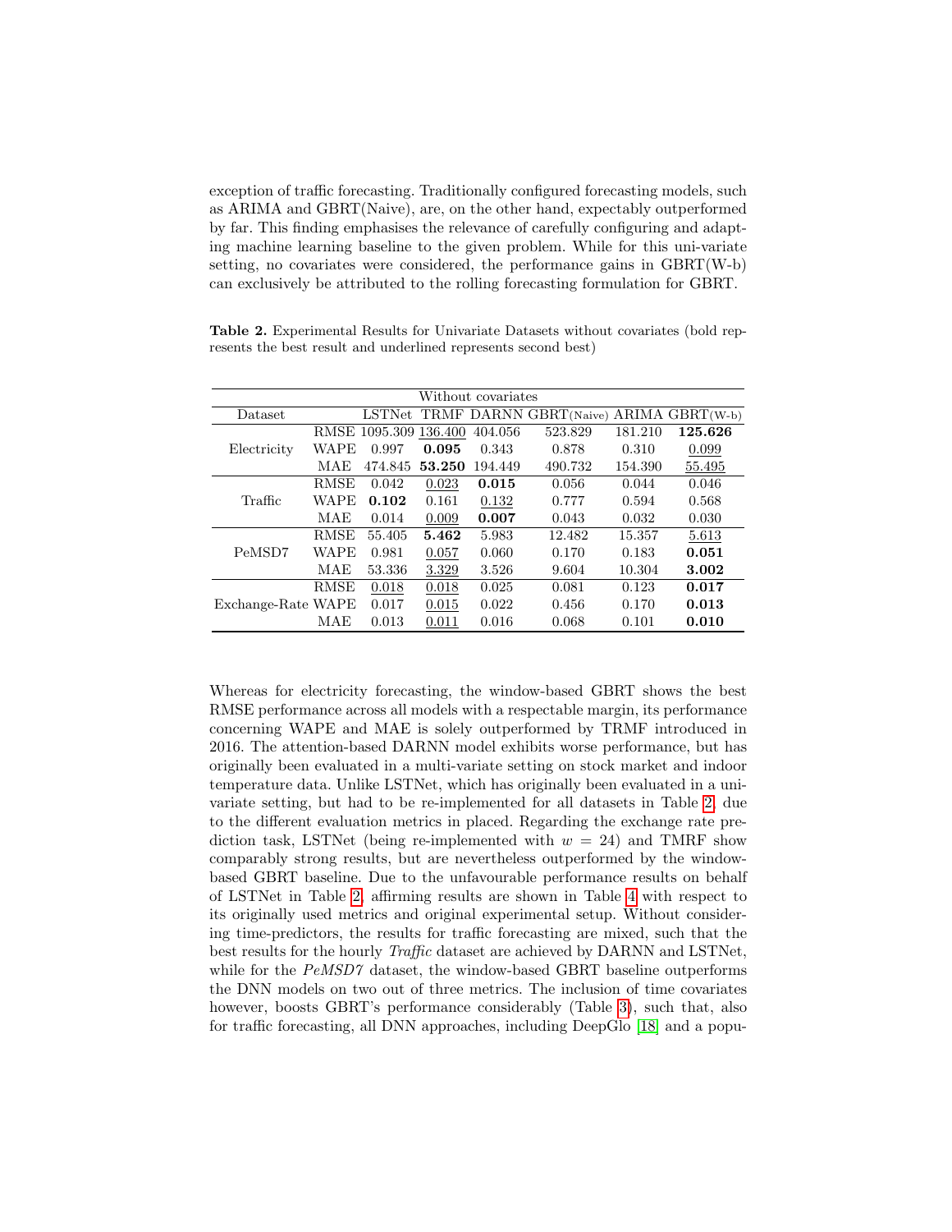exception of traffic forecasting. Traditionally configured forecasting models, such as ARIMA and GBRT(Naive), are, on the other hand, expectably outperformed by far. This finding emphasises the relevance of carefully configuring and adapting machine learning baseline to the given problem. While for this uni-variate setting, no covariates were considered, the performance gains in GBRT(W-b) can exclusively be attributed to the rolling forecasting formulation for GBRT.

**Table 2.** Experimental Results for Univariate Datasets without covariates (bold represents the best result and underlined represents second best)

| Without covariates | | | | | | | |
|---|---|---|---|---|---|---|---|
| Dataset | | LSTNet | TRMF | DARNN | GBRT(Naive) | ARIMA | GBRT(W-b) |
| Electricity | RMSE | 1095.309 | <u>136.400</u> | 404.056 | 523.829 | 181.210 | **125.626** |
| | WAPE | 0.997 | **0.095** | 0.343 | 0.878 | 0.310 | <u>0.099</u> |
| | MAE | 474.845 | **53.250** | 194.449 | 490.732 | 154.390 | <u>55.495</u> |
| Traffic | RMSE | 0.042 | <u>0.023</u> | **0.015** | 0.056 | 0.044 | 0.046 |
| | WAPE | **0.102** | 0.161 | <u>0.132</u> | 0.777 | 0.594 | 0.568 |
| | MAE | 0.014 | <u>0.009</u> | **0.007** | 0.043 | 0.032 | 0.030 |
| PeMSD7 | RMSE | 55.405 | **5.462** | 5.983 | 12.482 | 15.357 | <u>5.613</u> |
| | WAPE | 0.981 | <u>0.057</u> | 0.060 | 0.170 | 0.183 | **0.051** |
| | MAE | 53.336 | <u>3.329</u> | 3.526 | 9.604 | 10.304 | **3.002** |
| Exchange-Rate | RMSE | <u>0.018</u> | <u>0.018</u> | 0.025 | 0.081 | 0.123 | **0.017** |
| | WAPE | 0.017 | <u>0.015</u> | 0.022 | 0.456 | 0.170 | **0.013** |
| | MAE | 0.013 | <u>0.011</u> | 0.016 | 0.068 | 0.101 | **0.010** |

Whereas for electricity forecasting, the window-based GBRT shows the best RMSE performance across all models with a respectable margin, its performance concerning WAPE and MAE is solely outperformed by TRMF introduced in 2016. The attention-based DARNN model exhibits worse performance, but has originally been evaluated in a multi-variate setting on stock market and indoor temperature data. Unlike LSTNet, which has originally been evaluated in a univariate setting, but had to be re-implemented for all datasets in Table 2, due to the different evaluation metrics in placed. Regarding the exchange rate prediction task, LSTNet (being re-implemented with $w = 24$) and TMRF show comparably strong results, but are nevertheless outperformed by the window-based GBRT baseline. Due to the unfavourable performance results on behalf of LSTNet in Table 2, affirming results are shown in Table 4 with respect to its originally used metrics and original experimental setup. Without considering time-predictors, the results for traffic forecasting are mixed, such that the best results for the hourly *Traffic* dataset are achieved by DARNN and LSTNet, while for the *PeMSD7* dataset, the window-based GBRT baseline outperforms the DNN models on two out of three metrics. The inclusion of time covariates however, boosts GBRT's performance considerably (Table 3), such that, also for traffic forecasting, all DNN approaches, including DeepGlo [18] and a popu-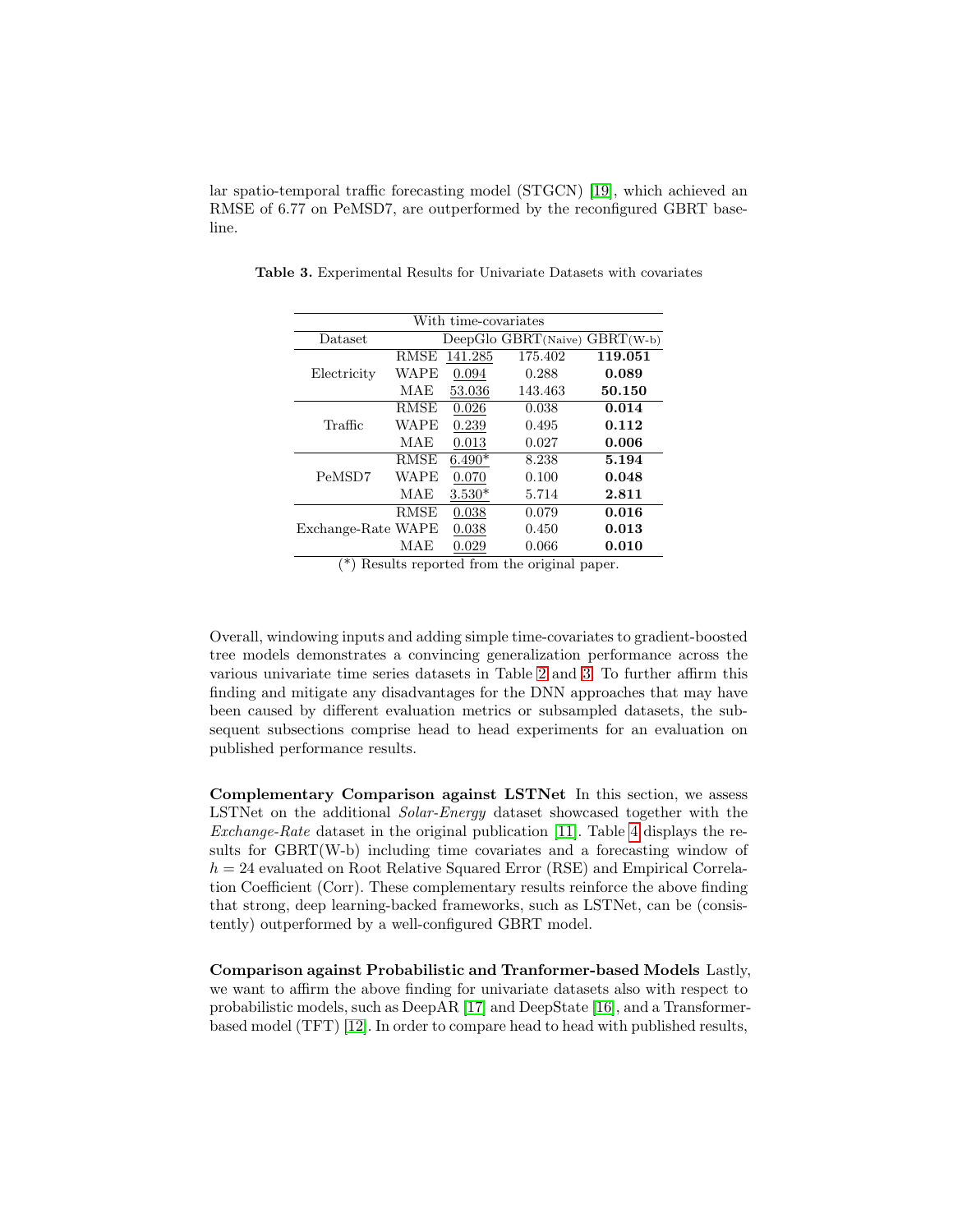lar spatio-temporal traffic forecasting model (STGCN) [19], which achieved an RMSE of 6.77 on PeMSD7, are outperformed by the reconfigured GBRT baseline.

**Table 3.** Experimental Results for Univariate Datasets with covariates

| With time-covariates | | | | |
|---|---|---|---|---|
| Dataset | | DeepGlo | GBRT(Naive) | GBRT(W-b) |
| Electricity | RMSE | <u>141.285</u> | 175.402 | **119.051** |
| | WAPE | <u>0.094</u> | 0.288 | **0.089** |
| | MAE | <u>53.036</u> | 143.463 | **50.150** |
| Traffic | RMSE | <u>0.026</u> | 0.038 | **0.014** |
| | WAPE | <u>0.239</u> | 0.495 | **0.112** |
| | MAE | <u>0.013</u> | 0.027 | **0.006** |
| PeMSD7 | RMSE | <u>6.490*</u> | 8.238 | **5.194** |
| | WAPE | <u>0.070</u> | 0.100 | **0.048** |
| | MAE | <u>3.530*</u> | 5.714 | **2.811** |
| Exchange-Rate | RMSE | <u>0.038</u> | 0.079 | **0.016** |
| | WAPE | <u>0.038</u> | 0.450 | **0.013** |
| | MAE | <u>0.029</u> | 0.066 | **0.010** |

(*) Results reported from the original paper.

Overall, windowing inputs and adding simple time-covariates to gradient-boosted tree models demonstrates a convincing generalization performance across the various univariate time series datasets in Table 2 and 3. To further affirm this finding and mitigate any disadvantages for the DNN approaches that may have been caused by different evaluation metrics or subsampled datasets, the subsequent subsections comprise head to head experiments for an evaluation on published performance results.

**Complementary Comparison against LSTNet** In this section, we assess LSTNet on the additional *Solar-Energy* dataset showcased together with the *Exchange-Rate* dataset in the original publication [11]. Table 4 displays the results for GBRT(W-b) including time covariates and a forecasting window of $h = 24$ evaluated on Root Relative Squared Error (RSE) and Empirical Correlation Coefficient (Corr). These complementary results reinforce the above finding that strong, deep learning-backed frameworks, such as LSTNet, can be (consistently) outperformed by a well-configured GBRT model.

**Comparison against Probabilistic and Tranformer-based Models** Lastly, we want to affirm the above finding for univariate datasets also with respect to probabilistic models, such as DeepAR [17] and DeepState [16], and a Transformer-based model (TFT) [12]. In order to compare head to head with published results,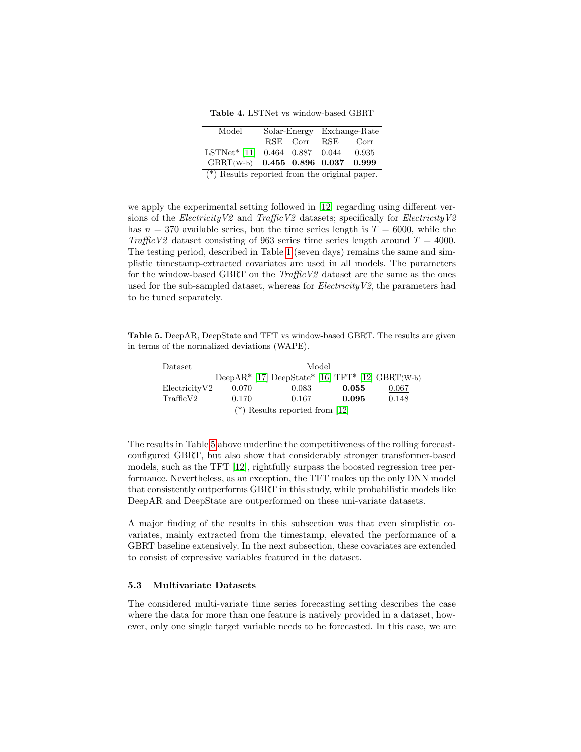**Table 4.** LSTNet vs window-based GBRT

| Model | Solar-Energy | | Exchange-Rate | |
|---|---|---|---|---|
| | RSE | Corr | RSE | Corr |
| LSTNet* [11] | 0.464 | 0.887 | 0.044 | 0.935 |
| GBRT(W-b) | **0.455** | **0.896** | **0.037** | **0.999** |

(*) Results reported from the original paper.

we apply the experimental setting followed in [12] regarding using different versions of the *ElectricityV2* and *TrafficV2* datasets; specifically for *ElectricityV2* has $n = 370$ available series, but the time series length is $T = 6000$, while the *TrafficV2* dataset consisting of 963 series time series length around $T = 4000$. The testing period, described in Table 1 (seven days) remains the same and simplistic timestamp-extracted covariates are used in all models. The parameters for the window-based GBRT on the *TrafficV2* dataset are the same as the ones used for the sub-sampled dataset, whereas for *ElectricityV2*, the parameters had to be tuned separately.

**Table 5.** DeepAR, DeepState and TFT vs window-based GBRT. The results are given in terms of the normalized deviations (WAPE).

| Dataset | Model | | | |
|---|---|---|---|---|
| | DeepAR* [17] | DeepState* [16] | TFT* [12] | GBRT(W-b) |
| ElectricityV2 | 0.070 | 0.083 | **0.055** | <u>0.067</u> |
| TrafficV2 | 0.170 | 0.167 | **0.095** | <u>0.148</u> |

(*) Results reported from [12]

The results in Table 5 above underline the competitiveness of the rolling forecast-configured GBRT, but also show that considerably stronger transformer-based models, such as the TFT [12], rightfully surpass the boosted regression tree performance. Nevertheless, as an exception, the TFT makes up the only DNN model that consistently outperforms GBRT in this study, while probabilistic models like DeepAR and DeepState are outperformed on these uni-variate datasets.

A major finding of the results in this subsection was that even simplistic covariates, mainly extracted from the timestamp, elevated the performance of a GBRT baseline extensively. In the next subsection, these covariates are extended to consist of expressive variables featured in the dataset.

### 5.3 Multivariate Datasets

The considered multi-variate time series forecasting setting describes the case where the data for more than one feature is natively provided in a dataset, however, only one single target variable needs to be forecasted. In this case, we are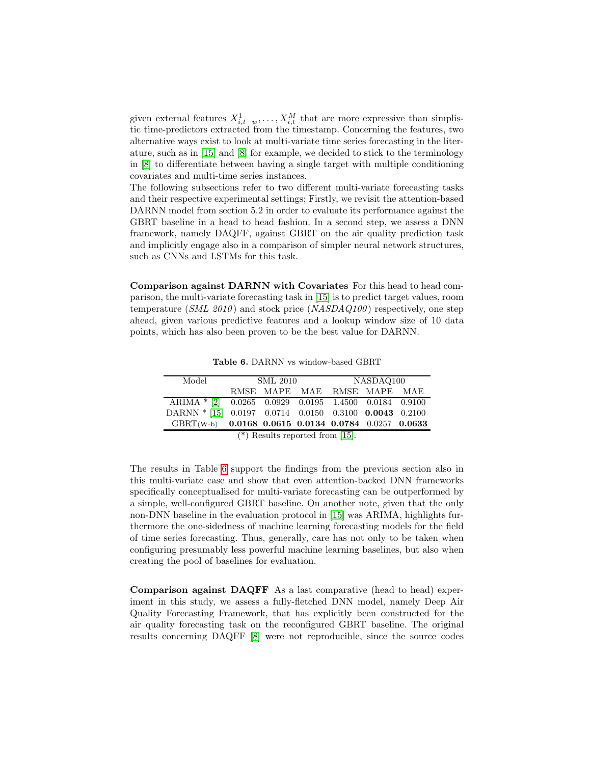given external features $X^1_{i,t-w}, \ldots, X^M_{i,t}$ that are more expressive than simplistic time-predictors extracted from the timestamp. Concerning the features, two alternative ways exist to look at multi-variate time series forecasting in the literature, such as in [15] and [8] for example, we decided to stick to the terminology in [8] to differentiate between having a single target with multiple conditioning covariates and multi-time series instances.
The following subsections refer to two different multi-variate forecasting tasks and their respective experimental settings; Firstly, we revisit the attention-based DARNN model from section 5.2 in order to evaluate its performance against the GBRT baseline in a head to head fashion. In a second step, we assess a DNN framework, namely DAQFF, against GBRT on the air quality prediction task and implicitly engage also in a comparison of simpler neural network structures, such as CNNs and LSTMs for this task.

**Comparison against DARNN with Covariates** For this head to head comparison, the multi-variate forecasting task in [15] is to predict target values, room temperature (*SML 2010*) and stock price (*NASDAQ100*) respectively, one step ahead, given various predictive features and a lookup window size of 10 data points, which has also been proven to be the best value for DARNN.

**Table 6.** DARNN vs window-based GBRT

| Model | SML 2010 | | | NASDAQ100 | | |
|---|---|---|---|---|---|---|
| | RMSE | MAPE | MAE | RMSE | MAPE | MAE |
| ARIMA * [2] | 0.0265 | 0.0929 | 0.0195 | 1.4500 | 0.0184 | 0.9100 |
| DARNN * [15] | 0.0197 | 0.0714 | 0.0150 | 0.3100 | **0.0043** | 0.2100 |
| GBRT(W-b) | **0.0168** | **0.0615** | **0.0134** | **0.0784** | 0.0257 | **0.0633** |

(*) Results reported from [15].

The results in Table 6 support the findings from the previous section also in this multi-variate case and show that even attention-backed DNN frameworks specifically conceptualised for multi-variate forecasting can be outperformed by a simple, well-configured GBRT baseline. On another note, given that the only non-DNN baseline in the evaluation protocol in [15] was ARIMA, highlights furthermore the one-sidedness of machine learning forecasting models for the field of time series forecasting. Thus, generally, care has not only to be taken when configuring presumably less powerful machine learning baselines, but also when creating the pool of baselines for evaluation.

**Comparison against DAQFF** As a last comparative (head to head) experiment in this study, we assess a fully-fletched DNN model, namely Deep Air Quality Forecasting Framework, that has explicitly been constructed for the air quality forecasting task on the reconfigured GBRT baseline. The original results concerning DAQFF [8] were not reproducible, since the source codes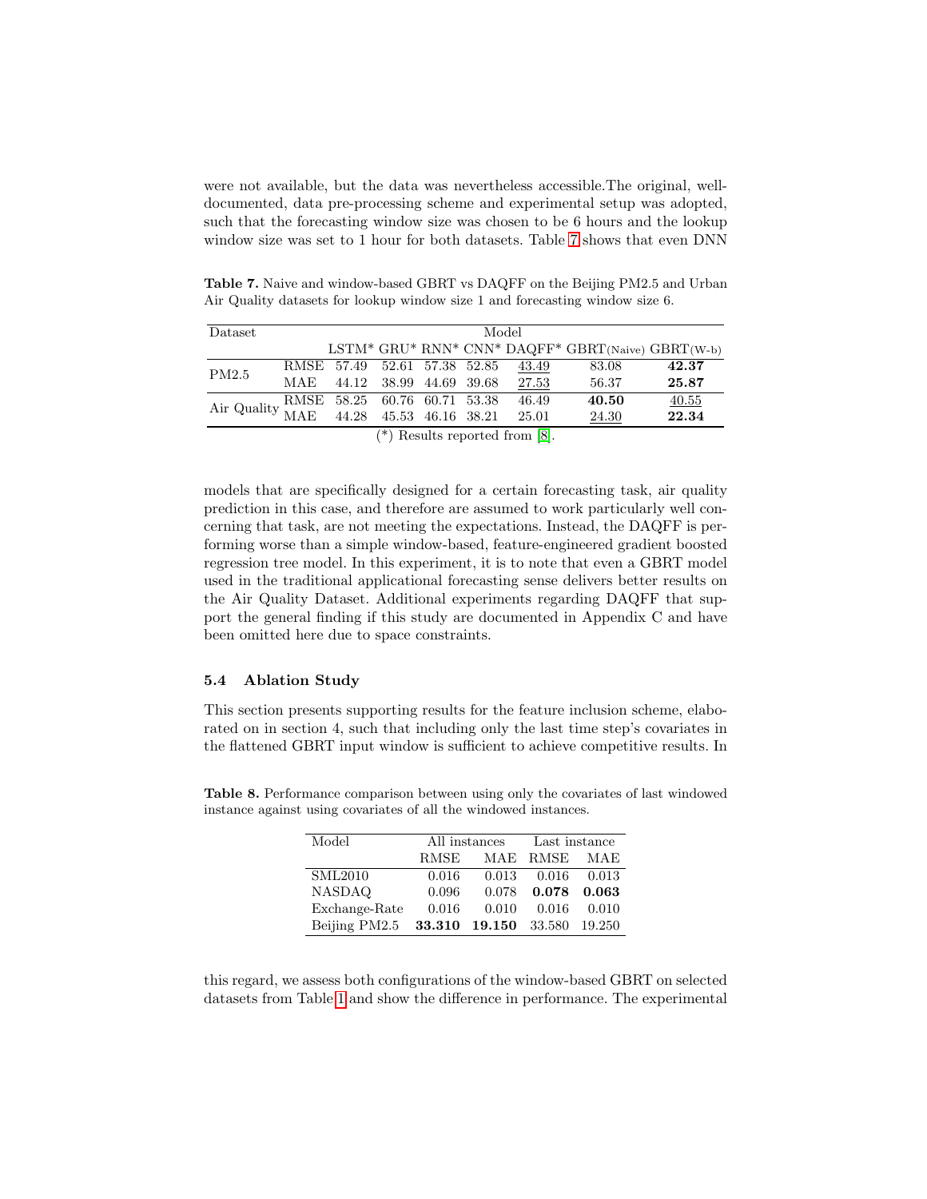were not available, but the data was nevertheless accessible.The original, well-documented, data pre-processing scheme and experimental setup was adopted, such that the forecasting window size was chosen to be 6 hours and the lookup window size was set to 1 hour for both datasets. Table 7 shows that even DNN

**Table 7.** Naive and window-based GBRT vs DAQFF on the Beijing PM2.5 and Urban Air Quality datasets for lookup window size 1 and forecasting window size 6.

| Dataset | | Model | | | | | | |
|---|---|---|---|---|---|---|---|---|
| | | LSTM* | GRU* | RNN* | CNN* | DAQFF* | GBRT(Naive) | GBRT(W-b) |
| PM2.5 | RMSE | 57.49 | 52.61 | 57.38 | 52.85 | <u>43.49</u> | 83.08 | **42.37** |
| | MAE | 44.12 | 38.99 | 44.69 | 39.68 | <u>27.53</u> | 56.37 | **25.87** |
| Air Quality | RMSE | 58.25 | 60.76 | 60.71 | 53.38 | 46.49 | **40.50** | <u>40.55</u> |
| | MAE | 44.28 | 45.53 | 46.16 | 38.21 | 25.01 | <u>24.30</u> | **22.34** |

(*) Results reported from [8].

models that are specifically designed for a certain forecasting task, air quality prediction in this case, and therefore are assumed to work particularly well concerning that task, are not meeting the expectations. Instead, the DAQFF is performing worse than a simple window-based, feature-engineered gradient boosted regression tree model. In this experiment, it is to note that even a GBRT model used in the traditional applicational forecasting sense delivers better results on the Air Quality Dataset. Additional experiments regarding DAQFF that support the general finding if this study are documented in Appendix C and have been omitted here due to space constraints.

### 5.4 Ablation Study

This section presents supporting results for the feature inclusion scheme, elaborated on in section 4, such that including only the last time step's covariates in the flattened GBRT input window is sufficient to achieve competitive results. In this regard, we assess both configurations of the window-based GBRT on selected datasets from Table 1 and show the difference in performance. The experimental

**Table 8.** Performance comparison between using only the covariates of last windowed instance against using covariates of all the windowed instances.

| Model | All instances | | Last instance | |
|---|---|---|---|---|
| | RMSE | MAE | RMSE | MAE |
| SML2010 | 0.016 | 0.013 | 0.016 | 0.013 |
| NASDAQ | 0.096 | 0.078 | **0.078** | **0.063** |
| Exchange-Rate | 0.016 | 0.010 | 0.016 | 0.010 |
| Beijing PM2.5 | **33.310** | **19.150** | 33.580 | 19.250 |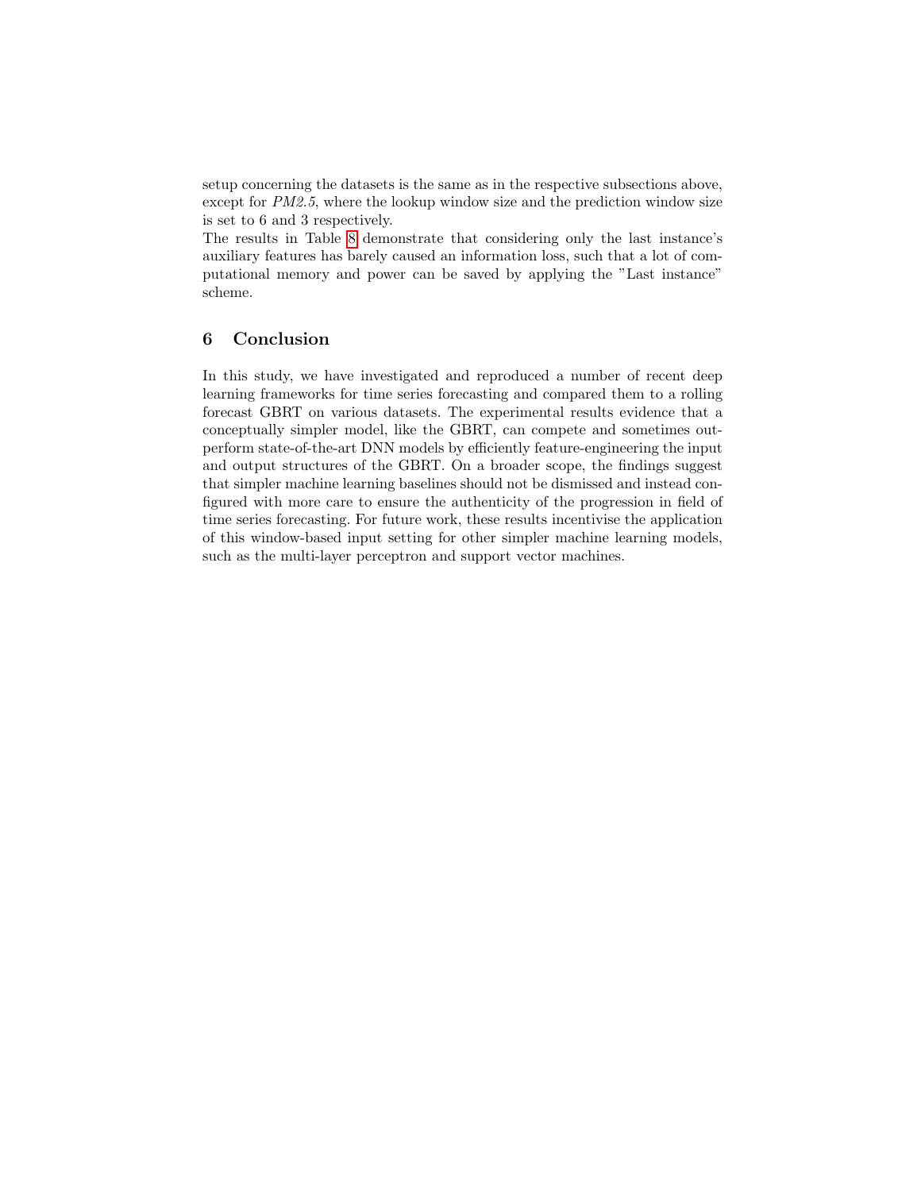setup concerning the datasets is the same as in the respective subsections above, except for *PM2.5*, where the lookup window size and the prediction window size is set to 6 and 3 respectively.
The results in Table 8 demonstrate that considering only the last instance's auxiliary features has barely caused an information loss, such that a lot of computational memory and power can be saved by applying the "Last instance" scheme.

## 6 Conclusion

In this study, we have investigated and reproduced a number of recent deep learning frameworks for time series forecasting and compared them to a rolling forecast GBRT on various datasets. The experimental results evidence that a conceptually simpler model, like the GBRT, can compete and sometimes outperform state-of-the-art DNN models by efficiently feature-engineering the input and output structures of the GBRT. On a broader scope, the findings suggest that simpler machine learning baselines should not be dismissed and instead configured with more care to ensure the authenticity of the progression in field of time series forecasting. For future work, these results incentivise the application of this window-based input setting for other simpler machine learning models, such as the multi-layer perceptron and support vector machines.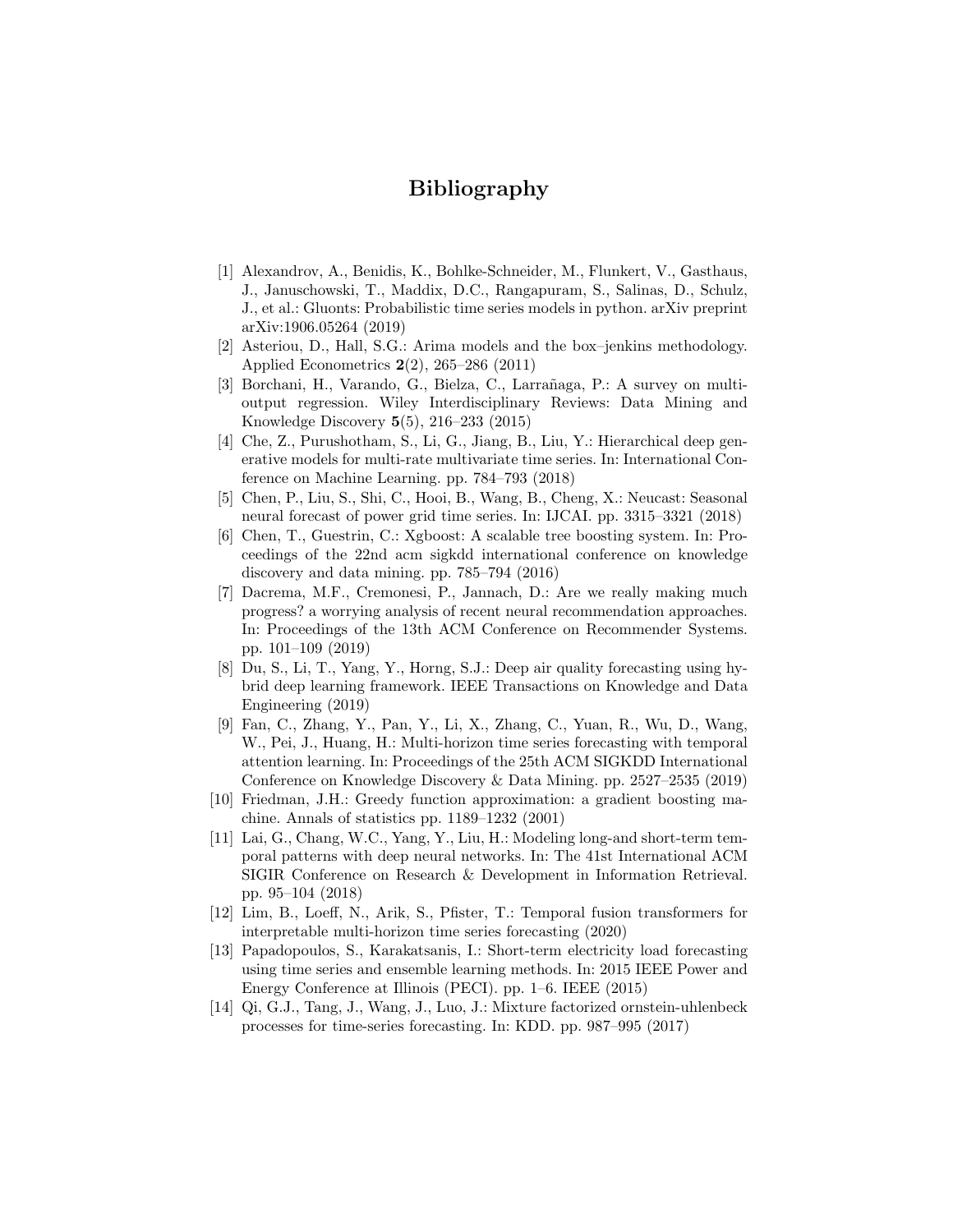# Bibliography

[1] Alexandrov, A., Benidis, K., Bohlke-Schneider, M., Flunkert, V., Gasthaus, J., Januschowski, T., Maddix, D.C., Rangapuram, S., Salinas, D., Schulz, J., et al.: Gluonts: Probabilistic time series models in python. arXiv preprint arXiv:1906.05264 (2019)

[2] Asteriou, D., Hall, S.G.: Arima models and the box–jenkins methodology. Applied Econometrics **2**(2), 265–286 (2011)

[3] Borchani, H., Varando, G., Bielza, C., Larrañaga, P.: A survey on multi-output regression. Wiley Interdisciplinary Reviews: Data Mining and Knowledge Discovery **5**(5), 216–233 (2015)

[4] Che, Z., Purushotham, S., Li, G., Jiang, B., Liu, Y.: Hierarchical deep generative models for multi-rate multivariate time series. In: International Conference on Machine Learning. pp. 784–793 (2018)

[5] Chen, P., Liu, S., Shi, C., Hooi, B., Wang, B., Cheng, X.: Neucast: Seasonal neural forecast of power grid time series. In: IJCAI. pp. 3315–3321 (2018)

[6] Chen, T., Guestrin, C.: Xgboost: A scalable tree boosting system. In: Proceedings of the 22nd acm sigkdd international conference on knowledge discovery and data mining. pp. 785–794 (2016)

[7] Dacrema, M.F., Cremonesi, P., Jannach, D.: Are we really making much progress? a worrying analysis of recent neural recommendation approaches. In: Proceedings of the 13th ACM Conference on Recommender Systems. pp. 101–109 (2019)

[8] Du, S., Li, T., Yang, Y., Horng, S.J.: Deep air quality forecasting using hybrid deep learning framework. IEEE Transactions on Knowledge and Data Engineering (2019)

[9] Fan, C., Zhang, Y., Pan, Y., Li, X., Zhang, C., Yuan, R., Wu, D., Wang, W., Pei, J., Huang, H.: Multi-horizon time series forecasting with temporal attention learning. In: Proceedings of the 25th ACM SIGKDD International Conference on Knowledge Discovery & Data Mining. pp. 2527–2535 (2019)

[10] Friedman, J.H.: Greedy function approximation: a gradient boosting machine. Annals of statistics pp. 1189–1232 (2001)

[11] Lai, G., Chang, W.C., Yang, Y., Liu, H.: Modeling long-and short-term temporal patterns with deep neural networks. In: The 41st International ACM SIGIR Conference on Research & Development in Information Retrieval. pp. 95–104 (2018)

[12] Lim, B., Loeff, N., Arik, S., Pfister, T.: Temporal fusion transformers for interpretable multi-horizon time series forecasting (2020)

[13] Papadopoulos, S., Karakatsanis, I.: Short-term electricity load forecasting using time series and ensemble learning methods. In: 2015 IEEE Power and Energy Conference at Illinois (PECI). pp. 1–6. IEEE (2015)

[14] Qi, G.J., Tang, J., Wang, J., Luo, J.: Mixture factorized ornstein-uhlenbeck processes for time-series forecasting. In: KDD. pp. 987–995 (2017)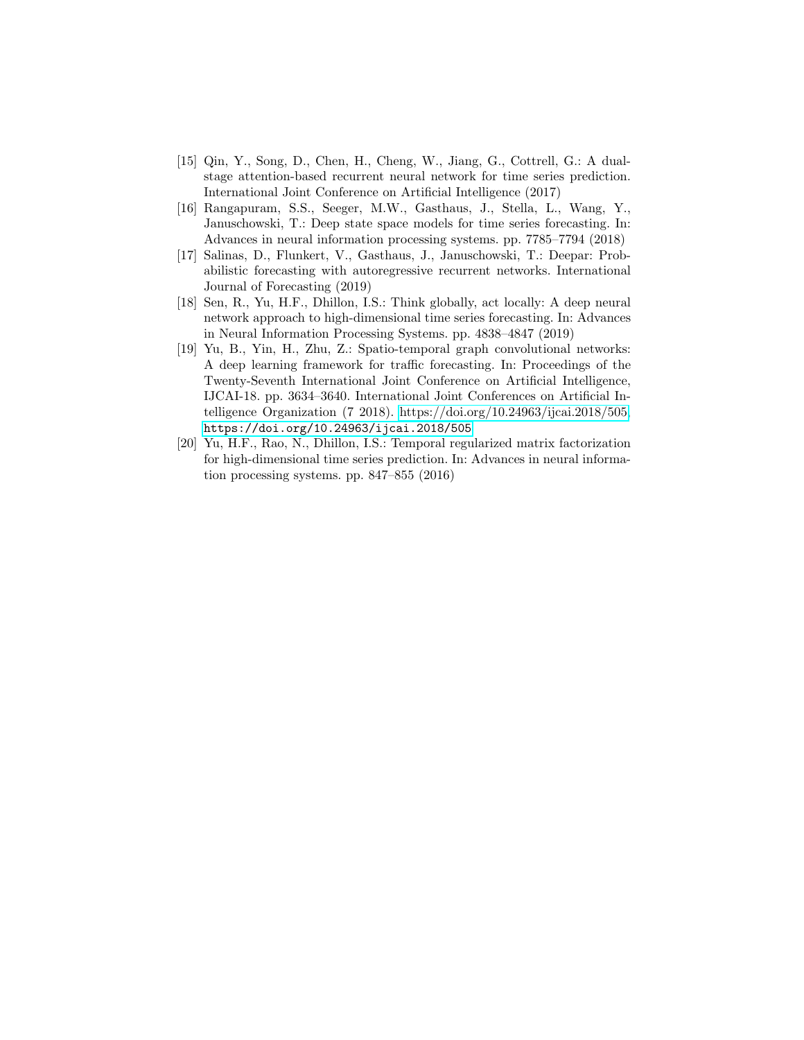[15] Qin, Y., Song, D., Chen, H., Cheng, W., Jiang, G., Cottrell, G.: A dual-stage attention-based recurrent neural network for time series prediction. International Joint Conference on Artificial Intelligence (2017)

[16] Rangapuram, S.S., Seeger, M.W., Gasthaus, J., Stella, L., Wang, Y., Januschowski, T.: Deep state space models for time series forecasting. In: Advances in neural information processing systems. pp. 7785–7794 (2018)

[17] Salinas, D., Flunkert, V., Gasthaus, J., Januschowski, T.: Deepar: Probabilistic forecasting with autoregressive recurrent networks. International Journal of Forecasting (2019)

[18] Sen, R., Yu, H.F., Dhillon, I.S.: Think globally, act locally: A deep neural network approach to high-dimensional time series forecasting. In: Advances in Neural Information Processing Systems. pp. 4838–4847 (2019)

[19] Yu, B., Yin, H., Zhu, Z.: Spatio-temporal graph convolutional networks: A deep learning framework for traffic forecasting. In: Proceedings of the Twenty-Seventh International Joint Conference on Artificial Intelligence, IJCAI-18. pp. 3634–3640. International Joint Conferences on Artificial Intelligence Organization (7 2018). https://doi.org/10.24963/ijcai.2018/505, `https://doi.org/10.24963/ijcai.2018/505`

[20] Yu, H.F., Rao, N., Dhillon, I.S.: Temporal regularized matrix factorization for high-dimensional time series prediction. In: Advances in neural information processing systems. pp. 847–855 (2016)